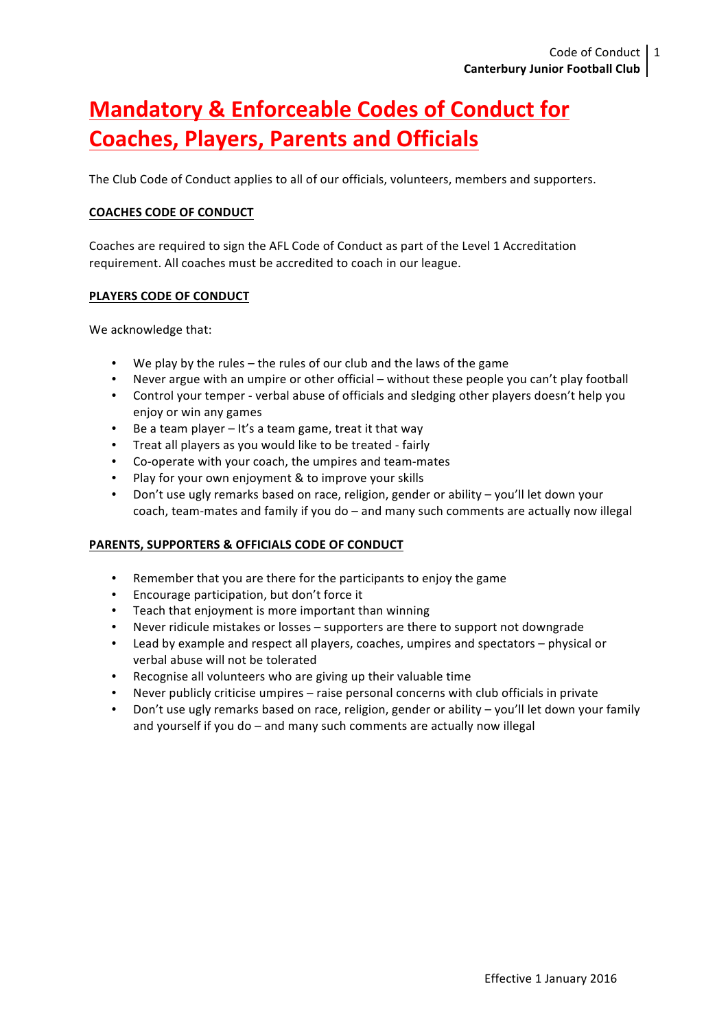# Mandatory & Enforceable Codes of Conduct for Coaches, Players, Parents and Officials

The Club Code of Conduct applies to all of our officials, volunteers, members and supporters.

## COACHES CODE OF CONDUCT

Coaches are required to sign the AFL Code of Conduct as part of the Level 1 Accreditation requirement. All coaches must be accredited to coach in our league.

## PLAYERS CODE OF CONDUCT

We acknowledge that:

- We play by the rules – the rules of our club and the laws of the game
- Never argue with an umpire or other official – without these people you can't play football
- Control your temper - verbal abuse of officials and sledging other players doesn't help you enjoy or win any games
- Be a team player – It's a team game, treat it that way
- Treat all players as you would like to be treated - fairly
- Co-operate with your coach, the umpires and team-mates
- Play for your own enjoyment & to improve your skills
- Don't use ugly remarks based on race, religion, gender or ability – you'll let down your coach, team-mates and family if you do – and many such comments are actually now illegal

## PARENTS, SUPPORTERS & OFFICIALS CODE OF CONDUCT

- Remember that you are there for the participants to enjoy the game
- Encourage participation, but don't force it
- Teach that enjoyment is more important than winning
- Never ridicule mistakes or losses – supporters are there to support not downgrade
- Lead by example and respect all players, coaches, umpires and spectators – physical or verbal abuse will not be tolerated
- Recognise all volunteers who are giving up their valuable time
- Never publicly criticise umpires – raise personal concerns with club officials in private
- Don't use ugly remarks based on race, religion, gender or ability – you'll let down your family and yourself if you do – and many such comments are actually now illegal

Effective 1 January 2016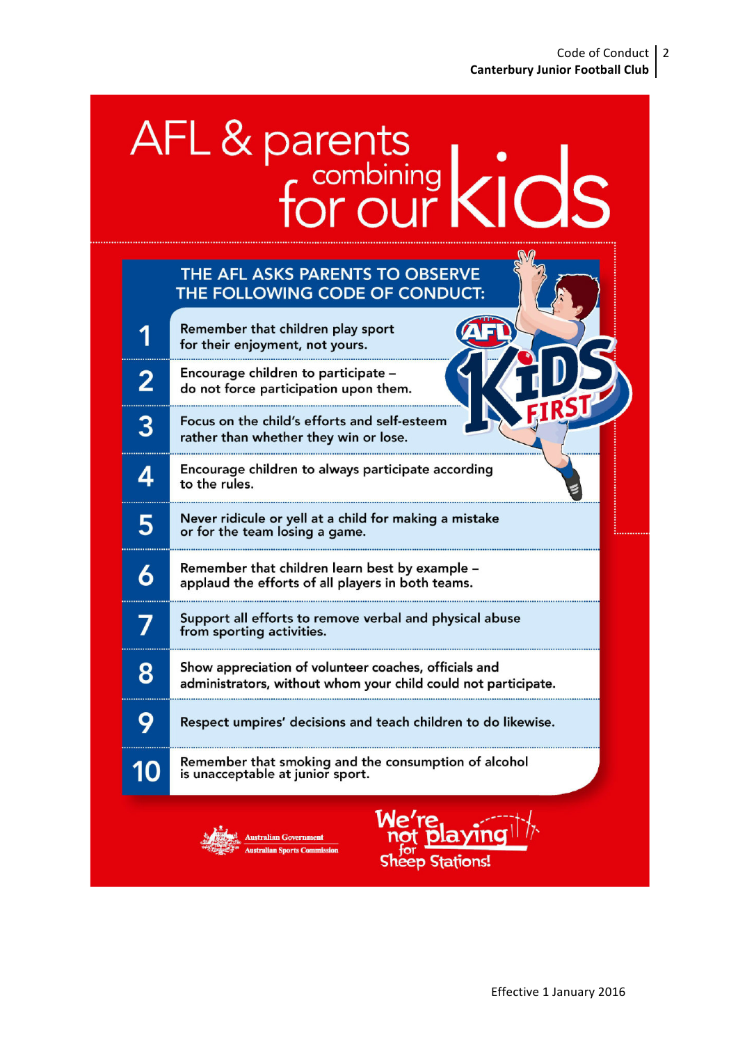# AFL & parents combining for our kids

## THE AFL ASKS PARENTS TO OBSERVE THE FOLLOWING CODE OF CONDUCT:

1. Remember that children play sport for their enjoyment, not yours.
2. Encourage children to participate – do not force participation upon them.
3. Focus on the child's efforts and self-esteem rather than whether they win or lose.
4. Encourage children to always participate according to the rules.
5. Never ridicule or yell at a child for making a mistake or for the team losing a game.
6. Remember that children learn best by example – applaud the efforts of all players in both teams.
7. Support all efforts to remove verbal and physical abuse from sporting activities.
8. Show appreciation of volunteer coaches, officials and administrators, without whom your child could not participate.
9. Respect umpires' decisions and teach children to do likewise.
10. Remember that smoking and the consumption of alcohol is unacceptable at junior sport.

AFL KIDS FIRST

Australian Government
Australian Sports Commission

We're not playing for Sheep Stations!

Effective 1 January 2016